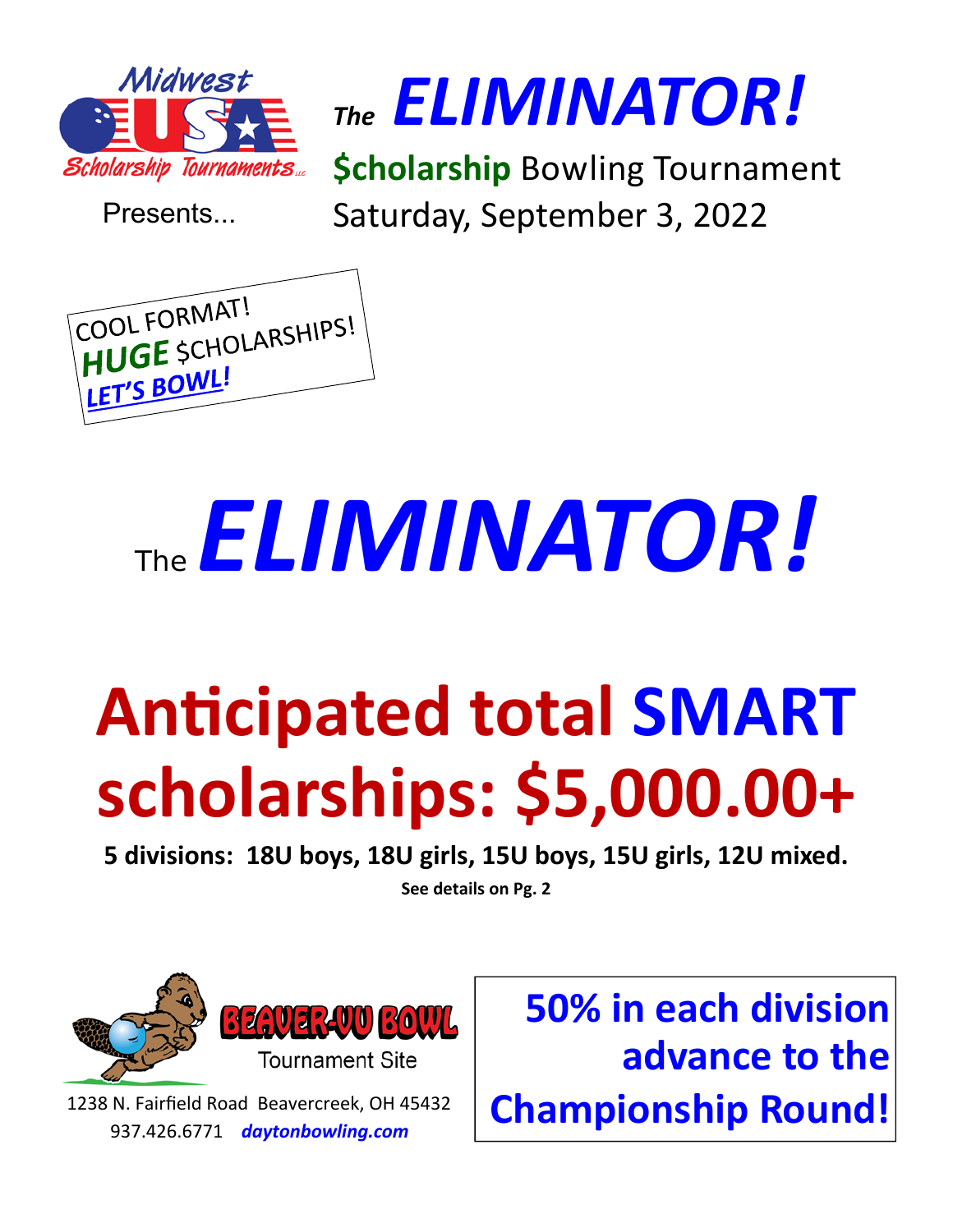Midwest USA Scholarship Tournaments LLC

Presents...

# The ELIMINATOR!

**$cholarship** Bowling Tournament

Saturday, September 3, 2022

COOL FORMAT!
***HUGE*** $CHOLARSHIPS!
***LET'S BOWL!***

# The *ELIMINATOR!*

# Anticipated total SMART scholarships: $5,000.00+

**5 divisions: 18U boys, 18U girls, 15U boys, 15U girls, 12U mixed.**

**See details on Pg. 2**

BEAVER-VU BOWL
Tournament Site

1238 N. Fairfield Road Beavercreek, OH 45432
937.426.6771 ***daytonbowling.com***

**50% in each division advance to the Championship Round!**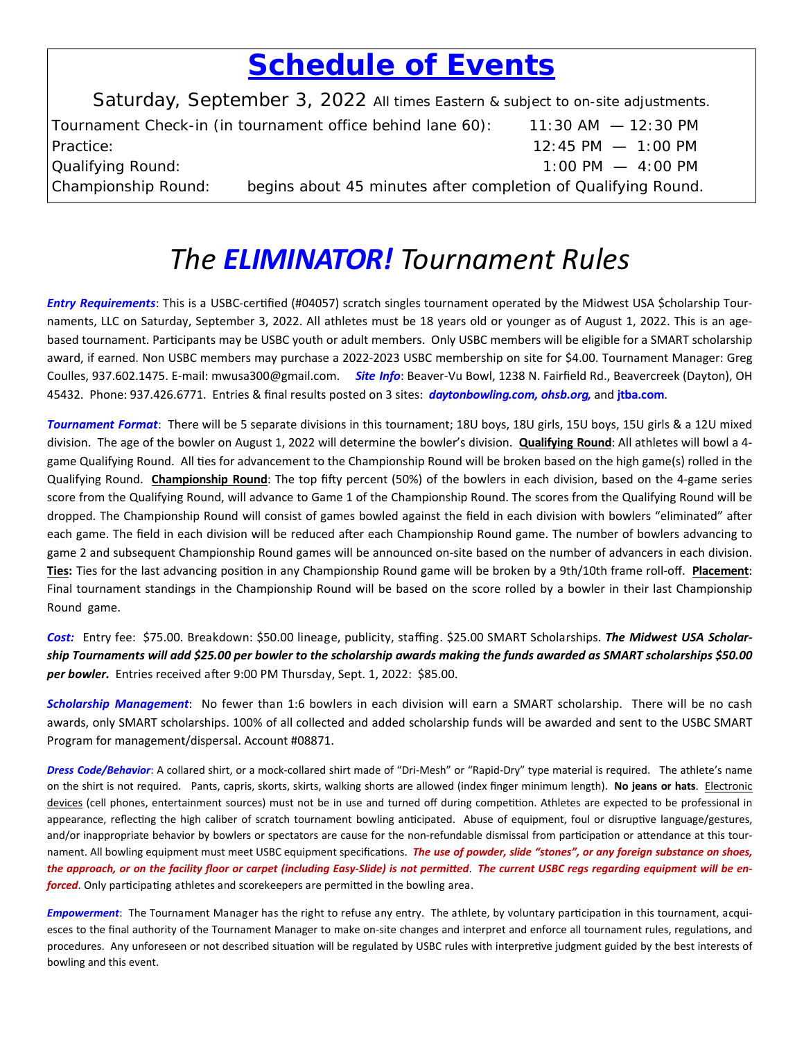# Schedule of Events

Saturday, September 3, 2022 All times Eastern & subject to on-site adjustments.

| | |
|---|---|
| Tournament Check-in (in tournament office behind lane 60): | 11:30 AM — 12:30 PM |
| Practice: | 12:45 PM — 1:00 PM |
| Qualifying Round: | 1:00 PM — 4:00 PM |
| Championship Round: | begins about 45 minutes after completion of Qualifying Round. |

# *The **ELIMINATOR!** Tournament Rules*

***Entry Requirements***: This is a USBC-certified (#04057) scratch singles tournament operated by the Midwest USA $cholarship Tournaments, LLC on Saturday, September 3, 2022. All athletes must be 18 years old or younger as of August 1, 2022. This is an age-based tournament. Participants may be USBC youth or adult members. Only USBC members will be eligible for a SMART scholarship award, if earned. Non USBC members may purchase a 2022-2023 USBC membership on site for $4.00. Tournament Manager: Greg Coulles, 937.602.1475. E-mail: mwusa300@gmail.com. ***Site Info***: Beaver-Vu Bowl, 1238 N. Fairfield Rd., Beavercreek (Dayton), OH 45432. Phone: 937.426.6771. Entries & final results posted on 3 sites: ***daytonbowling.com, ohsb.org,*** and **jtba.com**.

***Tournament Format***: There will be 5 separate divisions in this tournament; 18U boys, 18U girls, 15U boys, 15U girls & a 12U mixed division. The age of the bowler on August 1, 2022 will determine the bowler's division. **Qualifying Round**: All athletes will bowl a 4-game Qualifying Round. All ties for advancement to the Championship Round will be broken based on the high game(s) rolled in the Qualifying Round. **Championship Round**: The top fifty percent (50%) of the bowlers in each division, based on the 4-game series score from the Qualifying Round, will advance to Game 1 of the Championship Round. The scores from the Qualifying Round will be dropped. The Championship Round will consist of games bowled against the field in each division with bowlers "eliminated" after each game. The field in each division will be reduced after each Championship Round game. The number of bowlers advancing to game 2 and subsequent Championship Round games will be announced on-site based on the number of advancers in each division. **Ties:** Ties for the last advancing position in any Championship Round game will be broken by a 9th/10th frame roll-off. **Placement**: Final tournament standings in the Championship Round will be based on the score rolled by a bowler in their last Championship Round game.

***Cost:*** Entry fee: $75.00. Breakdown: $50.00 lineage, publicity, staffing. $25.00 SMART Scholarships. ***The Midwest USA Scholarship Tournaments will add $25.00 per bowler to the scholarship awards making the funds awarded as SMART scholarships $50.00 per bowler.*** Entries received after 9:00 PM Thursday, Sept. 1, 2022: $85.00.

***Scholarship Management***: No fewer than 1:6 bowlers in each division will earn a SMART scholarship. There will be no cash awards, only SMART scholarships. 100% of all collected and added scholarship funds will be awarded and sent to the USBC SMART Program for management/dispersal. Account #08871.

***Dress Code/Behavior***: A collared shirt, or a mock-collared shirt made of "Dri-Mesh" or "Rapid-Dry" type material is required. The athlete's name on the shirt is not required. Pants, capris, skorts, skirts, walking shorts are allowed (index finger minimum length). **No jeans or hats**. Electronic devices (cell phones, entertainment sources) must not be in use and turned off during competition. Athletes are expected to be professional in appearance, reflecting the high caliber of scratch tournament bowling anticipated. Abuse of equipment, foul or disruptive language/gestures, and/or inappropriate behavior by bowlers or spectators are cause for the non-refundable dismissal from participation or attendance at this tournament. All bowling equipment must meet USBC equipment specifications. ***The use of powder, slide "stones", or any foreign substance on shoes, the approach, or on the facility floor or carpet (including Easy-Slide) is not permitted***. ***The current USBC regs regarding equipment will be enforced***. Only participating athletes and scorekeepers are permitted in the bowling area.

***Empowerment***: The Tournament Manager has the right to refuse any entry. The athlete, by voluntary participation in this tournament, acquiesces to the final authority of the Tournament Manager to make on-site changes and interpret and enforce all tournament rules, regulations, and procedures. Any unforeseen or not described situation will be regulated by USBC rules with interpretive judgment guided by the best interests of bowling and this event.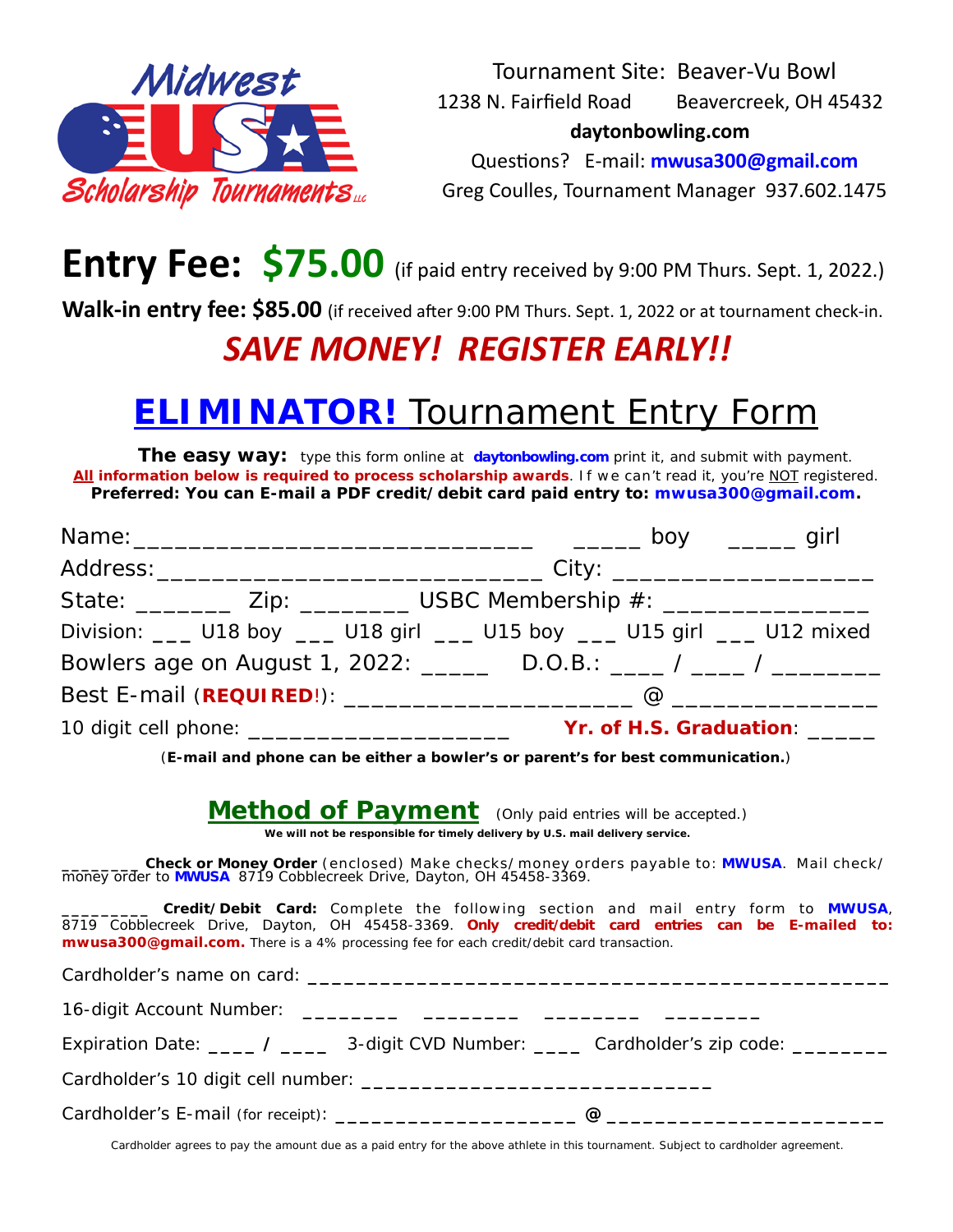Midwest USA Scholarship Tournaments LLC

Tournament Site: Beaver-Vu Bowl
1238 N. Fairfield Road Beavercreek, OH 45432
**daytonbowling.com**
Questions? E-mail: **mwusa300@gmail.com**
Greg Coulles, Tournament Manager 937.602.1475

# Entry Fee: $75.00 (if paid entry received by 9:00 PM Thurs. Sept. 1, 2022.)

**Walk-in entry fee: $85.00** (if received after 9:00 PM Thurs. Sept. 1, 2022 or at tournament check-in.

## *SAVE MONEY! REGISTER EARLY!!*

# ELIMINATOR! Tournament Entry Form

**The easy way:** type this form online at **daytonbowling.com** print it, and submit with payment.
**All information below is required to process scholarship awards**. If we can't read it, you're NOT registered.
**Preferred: You can E-mail a PDF credit/debit card paid entry to: mwusa300@gmail.com.**

Name:_______________________________ _____ boy _____ girl

Address:______________________________ City: ____________________

State: _______ Zip: ________ USBC Membership #: ________________

Division: ___ U18 boy ___ U18 girl ___ U15 boy ___ U15 girl ___ U12 mixed

Bowlers age on August 1, 2022: _____ D.O.B.: ____ / ____ / ________

Best E-mail (**REQUIRED!**): ______________________ @ ________________

10 digit cell phone: ____________________ **Yr. of H.S. Graduation**: _____

(**E-mail and phone can be either a bowler's or parent's for best communication.**)

## Method of Payment (Only paid entries will be accepted.)

**We will not be responsible for timely delivery by U.S. mail delivery service.**

________ **Check or Money Order** (enclosed) Make checks/money orders payable to: **MWUSA**. Mail check/money order to **MWUSA** 8719 Cobblecreek Drive, Dayton, OH 45458-3369.

_________ **Credit/Debit Card:** Complete the following section and mail entry form to **MWUSA**, 8719 Cobblecreek Drive, Dayton, OH 45458-3369. **Only credit/debit card entries can be E-mailed to: mwusa300@gmail.com.** There is a 4% processing fee for each credit/debit card transaction.

Cardholder's name on card: _______________________________________________

16-digit Account Number: ________ ________ ________ ________

Expiration Date: ____ / ____ 3-digit CVD Number: ____ Cardholder's zip code: ________

Cardholder's 10 digit cell number: ______________________________

Cardholder's E-mail (for receipt): ____________________ @ ______________________

Cardholder agrees to pay the amount due as a paid entry for the above athlete in this tournament. Subject to cardholder agreement.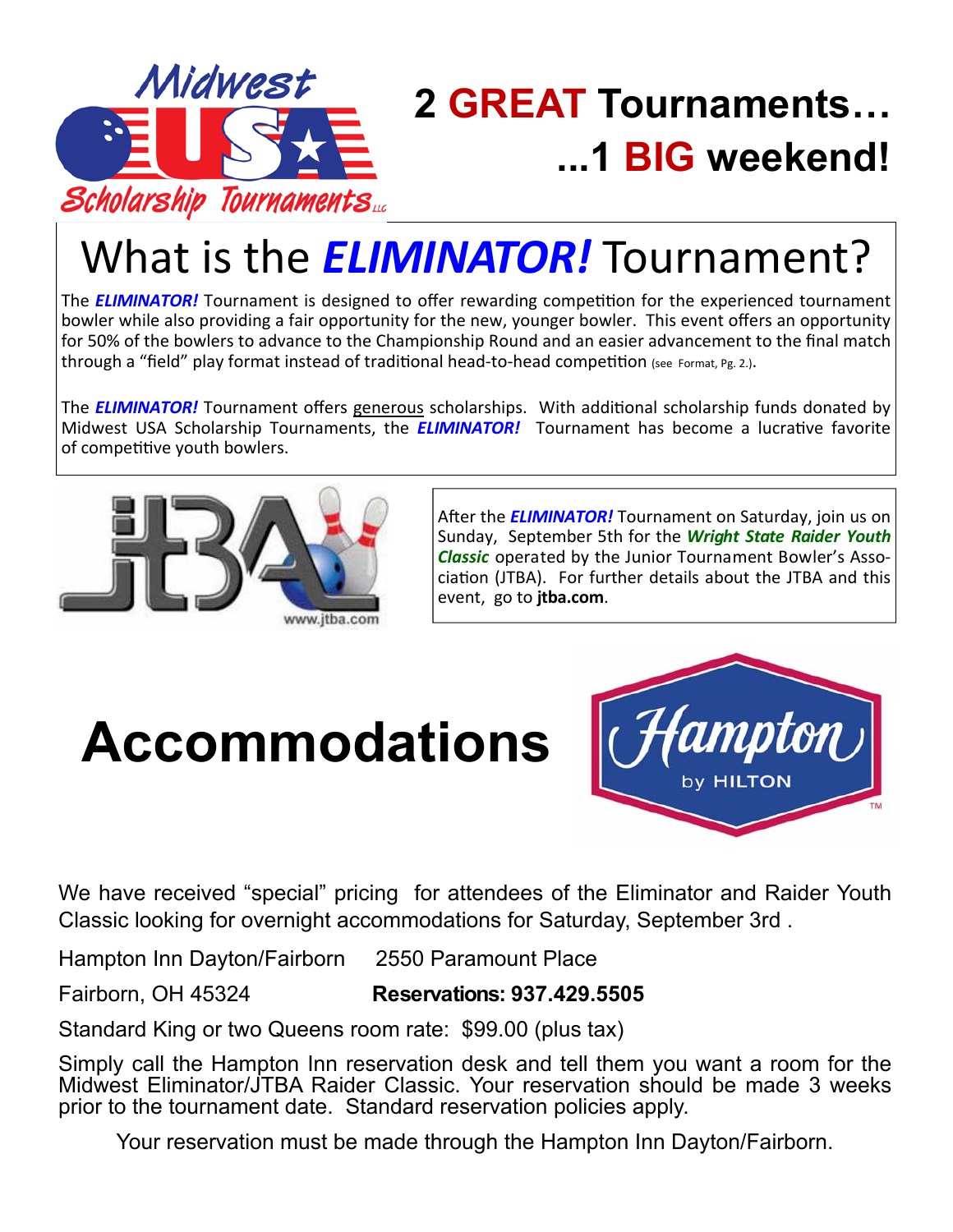Midwest USA Scholarship Tournaments LLC

# 2 GREAT Tournaments… ...1 BIG weekend!

## What is the *ELIMINATOR!* Tournament?

The ***ELIMINATOR!*** Tournament is designed to offer rewarding competition for the experienced tournament bowler while also providing a fair opportunity for the new, younger bowler. This event offers an opportunity for 50% of the bowlers to advance to the Championship Round and an easier advancement to the final match through a "field" play format instead of traditional head-to-head competition (see Format, Pg. 2.).

The ***ELIMINATOR!*** Tournament offers generous scholarships. With additional scholarship funds donated by Midwest USA Scholarship Tournaments, the ***ELIMINATOR!*** Tournament has become a lucrative favorite of competitive youth bowlers.

JTBA www.jtba.com

After the ***ELIMINATOR!*** Tournament on Saturday, join us on Sunday, September 5th for the ***Wright State Raider Youth Classic*** operated by the Junior Tournament Bowler's Association (JTBA). For further details about the JTBA and this event, go to **jtba.com**.

# Accommodations

Hampton by HILTON

We have received "special" pricing for attendees of the Eliminator and Raider Youth Classic looking for overnight accommodations for Saturday, September 3rd .

Hampton Inn Dayton/Fairborn 2550 Paramount Place

Fairborn, OH 45324 **Reservations: 937.429.5505**

Standard King or two Queens room rate: $99.00 (plus tax)

Simply call the Hampton Inn reservation desk and tell them you want a room for the Midwest Eliminator/JTBA Raider Classic. Your reservation should be made 3 weeks prior to the tournament date. Standard reservation policies apply.

Your reservation must be made through the Hampton Inn Dayton/Fairborn.